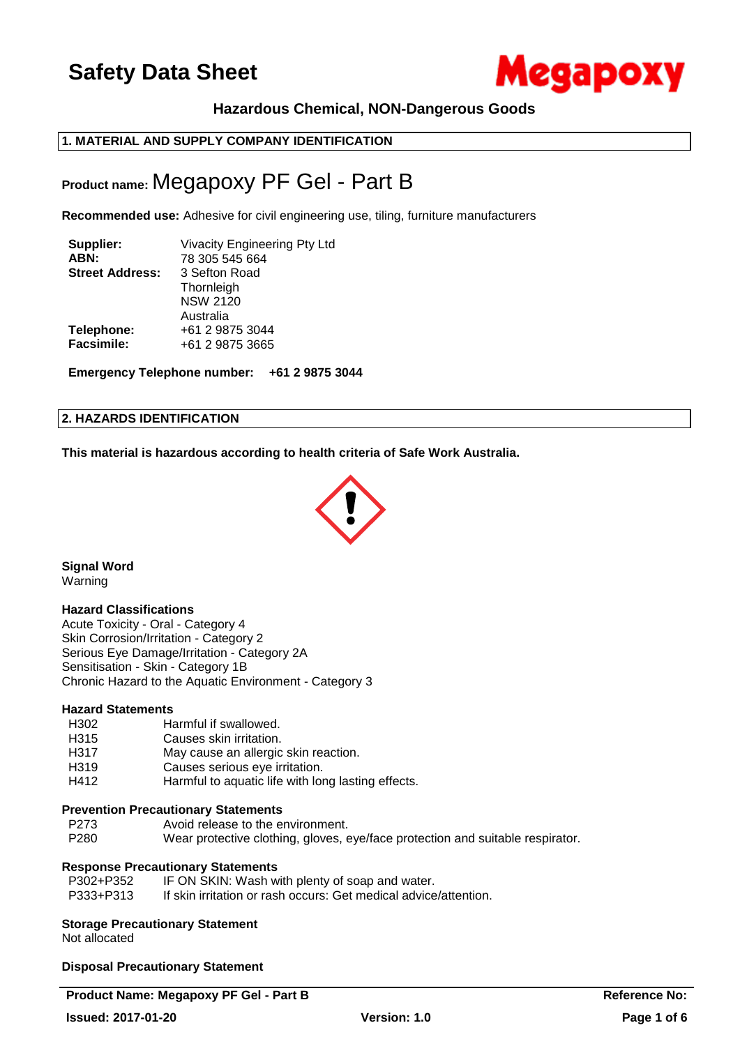# Safety Data Sheet

**Megapoxy**

**Hazardous Chemical, NON-Dangerous Goods**

## 1. MATERIAL AND SUPPLY COMPANY IDENTIFICATION

**Product name:** Megapoxy PF Gel - Part B

**Recommended use:** Adhesive for civil engineering use, tiling, furniture manufacturers

| | |
|---|---|
| **Supplier:** | Vivacity Engineering Pty Ltd |
| **ABN:** | 78 305 545 664 |
| **Street Address:** | 3 Sefton Road<br>Thornleigh<br>NSW 2120<br>Australia |
| **Telephone:** | +61 2 9875 3044 |
| **Facsimile:** | +61 2 9875 3665 |

**Emergency Telephone number: +61 2 9875 3044**

## 2. HAZARDS IDENTIFICATION

**This material is hazardous according to health criteria of Safe Work Australia.**

**Signal Word**
Warning

**Hazard Classifications**
Acute Toxicity - Oral - Category 4
Skin Corrosion/Irritation - Category 2
Serious Eye Damage/Irritation - Category 2A
Sensitisation - Skin - Category 1B
Chronic Hazard to the Aquatic Environment - Category 3

**Hazard Statements**

| | |
|---|---|
| H302 | Harmful if swallowed. |
| H315 | Causes skin irritation. |
| H317 | May cause an allergic skin reaction. |
| H319 | Causes serious eye irritation. |
| H412 | Harmful to aquatic life with long lasting effects. |

**Prevention Precautionary Statements**

| | |
|---|---|
| P273 | Avoid release to the environment. |
| P280 | Wear protective clothing, gloves, eye/face protection and suitable respirator. |

**Response Precautionary Statements**

| | |
|---|---|
| P302+P352 | IF ON SKIN: Wash with plenty of soap and water. |
| P333+P313 | If skin irritation or rash occurs: Get medical advice/attention. |

**Storage Precautionary Statement**
Not allocated

**Disposal Precautionary Statement**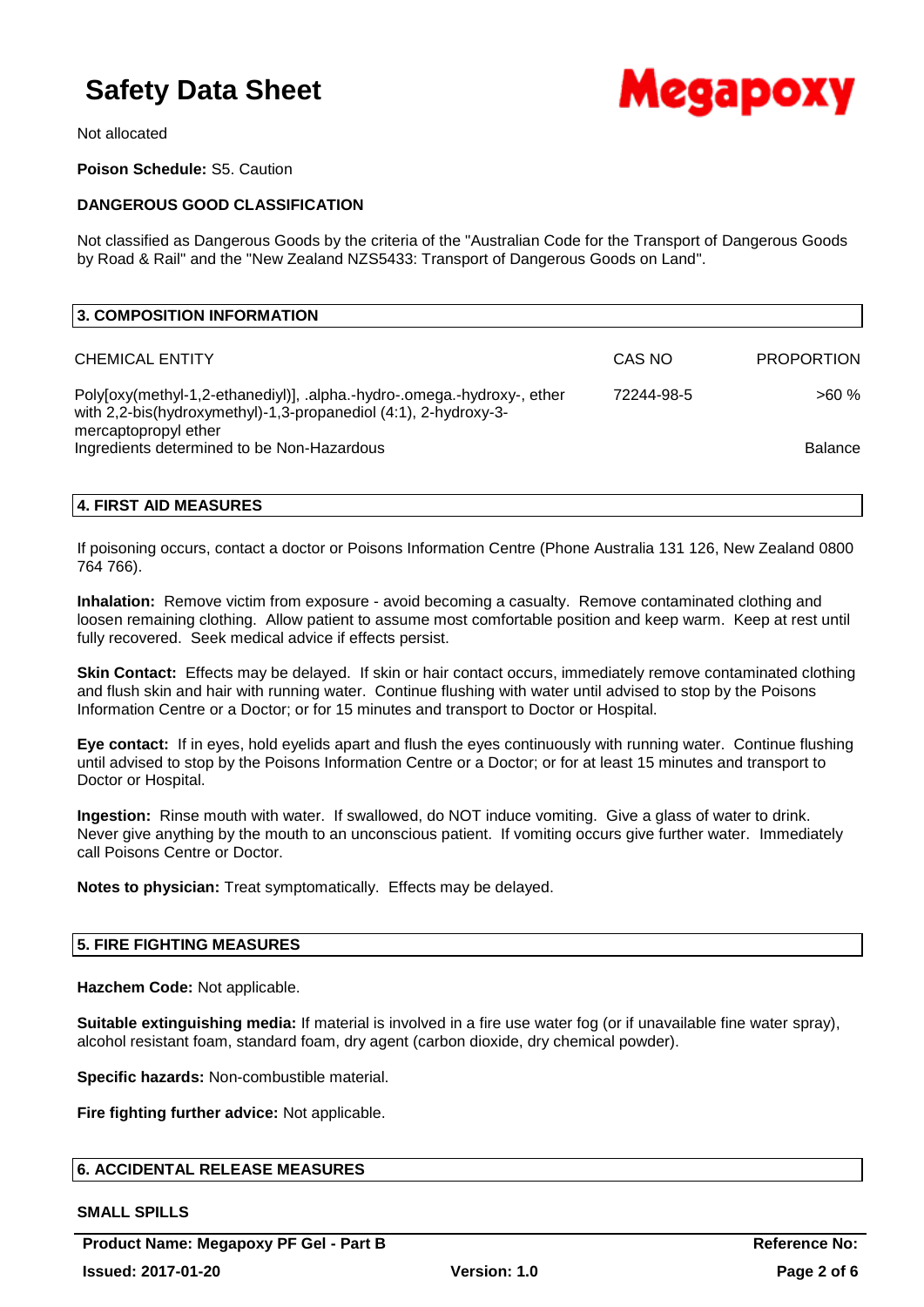Not allocated

**Poison Schedule:** S5. Caution

**DANGEROUS GOOD CLASSIFICATION**

Not classified as Dangerous Goods by the criteria of the "Australian Code for the Transport of Dangerous Goods by Road & Rail" and the "New Zealand NZS5433: Transport of Dangerous Goods on Land".

## 3. COMPOSITION INFORMATION

| CHEMICAL ENTITY | CAS NO | PROPORTION |
|---|---|---|
| Poly[oxy(methyl-1,2-ethanediyl)], .alpha.-hydro-.omega.-hydroxy-, ether with 2,2-bis(hydroxymethyl)-1,3-propanediol (4:1), 2-hydroxy-3-mercaptopropyl ether | 72244-98-5 | >60 % |
| Ingredients determined to be Non-Hazardous | | Balance |

## 4. FIRST AID MEASURES

If poisoning occurs, contact a doctor or Poisons Information Centre (Phone Australia 131 126, New Zealand 0800 764 766).

**Inhalation:** Remove victim from exposure - avoid becoming a casualty. Remove contaminated clothing and loosen remaining clothing. Allow patient to assume most comfortable position and keep warm. Keep at rest until fully recovered. Seek medical advice if effects persist.

**Skin Contact:** Effects may be delayed. If skin or hair contact occurs, immediately remove contaminated clothing and flush skin and hair with running water. Continue flushing with water until advised to stop by the Poisons Information Centre or a Doctor; or for 15 minutes and transport to Doctor or Hospital.

**Eye contact:** If in eyes, hold eyelids apart and flush the eyes continuously with running water. Continue flushing until advised to stop by the Poisons Information Centre or a Doctor; or for at least 15 minutes and transport to Doctor or Hospital.

**Ingestion:** Rinse mouth with water. If swallowed, do NOT induce vomiting. Give a glass of water to drink. Never give anything by the mouth to an unconscious patient. If vomiting occurs give further water. Immediately call Poisons Centre or Doctor.

**Notes to physician:** Treat symptomatically. Effects may be delayed.

## 5. FIRE FIGHTING MEASURES

**Hazchem Code:** Not applicable.

**Suitable extinguishing media:** If material is involved in a fire use water fog (or if unavailable fine water spray), alcohol resistant foam, standard foam, dry agent (carbon dioxide, dry chemical powder).

**Specific hazards:** Non-combustible material.

**Fire fighting further advice:** Not applicable.

## 6. ACCIDENTAL RELEASE MEASURES

**SMALL SPILLS**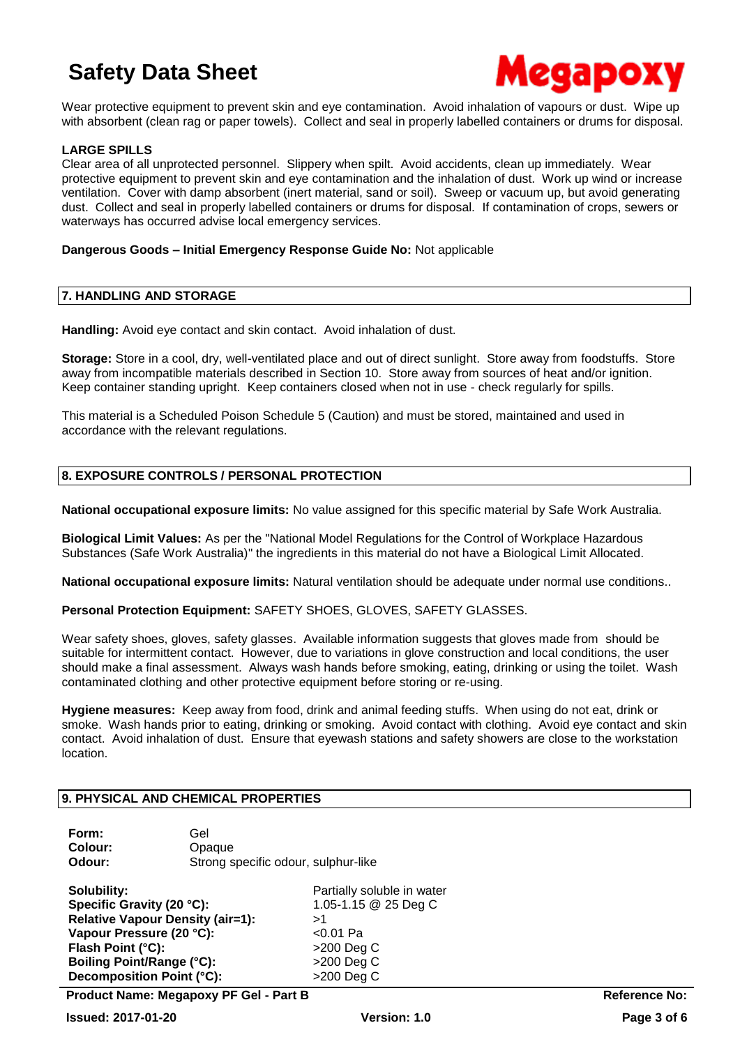Wear protective equipment to prevent skin and eye contamination. Avoid inhalation of vapours or dust. Wipe up with absorbent (clean rag or paper towels). Collect and seal in properly labelled containers or drums for disposal.

**LARGE SPILLS**

Clear area of all unprotected personnel. Slippery when spilt. Avoid accidents, clean up immediately. Wear protective equipment to prevent skin and eye contamination and the inhalation of dust. Work up wind or increase ventilation. Cover with damp absorbent (inert material, sand or soil). Sweep or vacuum up, but avoid generating dust. Collect and seal in properly labelled containers or drums for disposal. If contamination of crops, sewers or waterways has occurred advise local emergency services.

**Dangerous Goods – Initial Emergency Response Guide No:** Not applicable

## 7. HANDLING AND STORAGE

**Handling:** Avoid eye contact and skin contact. Avoid inhalation of dust.

**Storage:** Store in a cool, dry, well-ventilated place and out of direct sunlight. Store away from foodstuffs. Store away from incompatible materials described in Section 10. Store away from sources of heat and/or ignition. Keep container standing upright. Keep containers closed when not in use - check regularly for spills.

This material is a Scheduled Poison Schedule 5 (Caution) and must be stored, maintained and used in accordance with the relevant regulations.

## 8. EXPOSURE CONTROLS / PERSONAL PROTECTION

**National occupational exposure limits:** No value assigned for this specific material by Safe Work Australia.

**Biological Limit Values:** As per the "National Model Regulations for the Control of Workplace Hazardous Substances (Safe Work Australia)" the ingredients in this material do not have a Biological Limit Allocated.

**National occupational exposure limits:** Natural ventilation should be adequate under normal use conditions..

**Personal Protection Equipment:** SAFETY SHOES, GLOVES, SAFETY GLASSES.

Wear safety shoes, gloves, safety glasses. Available information suggests that gloves made from should be suitable for intermittent contact. However, due to variations in glove construction and local conditions, the user should make a final assessment. Always wash hands before smoking, eating, drinking or using the toilet. Wash contaminated clothing and other protective equipment before storing or re-using.

**Hygiene measures:** Keep away from food, drink and animal feeding stuffs. When using do not eat, drink or smoke. Wash hands prior to eating, drinking or smoking. Avoid contact with clothing. Avoid eye contact and skin contact. Avoid inhalation of dust. Ensure that eyewash stations and safety showers are close to the workstation location.

## 9. PHYSICAL AND CHEMICAL PROPERTIES

**Form:** Gel
**Colour:** Opaque
**Odour:** Strong specific odour, sulphur-like

| | |
|---|---|
| **Solubility:** | Partially soluble in water |
| **Specific Gravity (20 °C):** | 1.05-1.15 @ 25 Deg C |
| **Relative Vapour Density (air=1):** | >1 |
| **Vapour Pressure (20 °C):** | <0.01 Pa |
| **Flash Point (°C):** | >200 Deg C |
| **Boiling Point/Range (°C):** | >200 Deg C |
| **Decomposition Point (°C):** | >200 Deg C |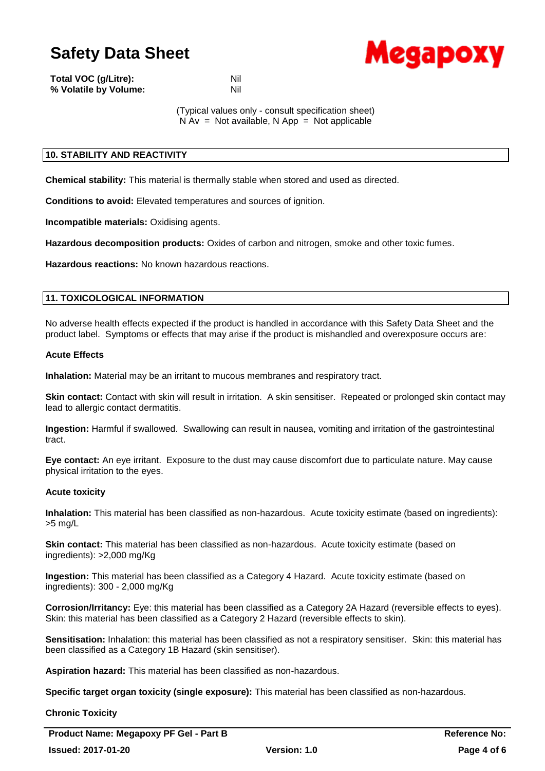**Total VOC (g/Litre):** Nil
**% Volatile by Volume:** Nil

(Typical values only - consult specification sheet)
N Av = Not available, N App = Not applicable

## 10. STABILITY AND REACTIVITY

**Chemical stability:** This material is thermally stable when stored and used as directed.

**Conditions to avoid:** Elevated temperatures and sources of ignition.

**Incompatible materials:** Oxidising agents.

**Hazardous decomposition products:** Oxides of carbon and nitrogen, smoke and other toxic fumes.

**Hazardous reactions:** No known hazardous reactions.

## 11. TOXICOLOGICAL INFORMATION

No adverse health effects expected if the product is handled in accordance with this Safety Data Sheet and the product label. Symptoms or effects that may arise if the product is mishandled and overexposure occurs are:

### Acute Effects

**Inhalation:** Material may be an irritant to mucous membranes and respiratory tract.

**Skin contact:** Contact with skin will result in irritation. A skin sensitiser. Repeated or prolonged skin contact may lead to allergic contact dermatitis.

**Ingestion:** Harmful if swallowed. Swallowing can result in nausea, vomiting and irritation of the gastrointestinal tract.

**Eye contact:** An eye irritant. Exposure to the dust may cause discomfort due to particulate nature. May cause physical irritation to the eyes.

### Acute toxicity

**Inhalation:** This material has been classified as non-hazardous. Acute toxicity estimate (based on ingredients): >5 mg/L

**Skin contact:** This material has been classified as non-hazardous. Acute toxicity estimate (based on ingredients): >2,000 mg/Kg

**Ingestion:** This material has been classified as a Category 4 Hazard. Acute toxicity estimate (based on ingredients): 300 - 2,000 mg/Kg

**Corrosion/Irritancy:** Eye: this material has been classified as a Category 2A Hazard (reversible effects to eyes). Skin: this material has been classified as a Category 2 Hazard (reversible effects to skin).

**Sensitisation:** Inhalation: this material has been classified as not a respiratory sensitiser. Skin: this material has been classified as a Category 1B Hazard (skin sensitiser).

**Aspiration hazard:** This material has been classified as non-hazardous.

**Specific target organ toxicity (single exposure):** This material has been classified as non-hazardous.

### Chronic Toxicity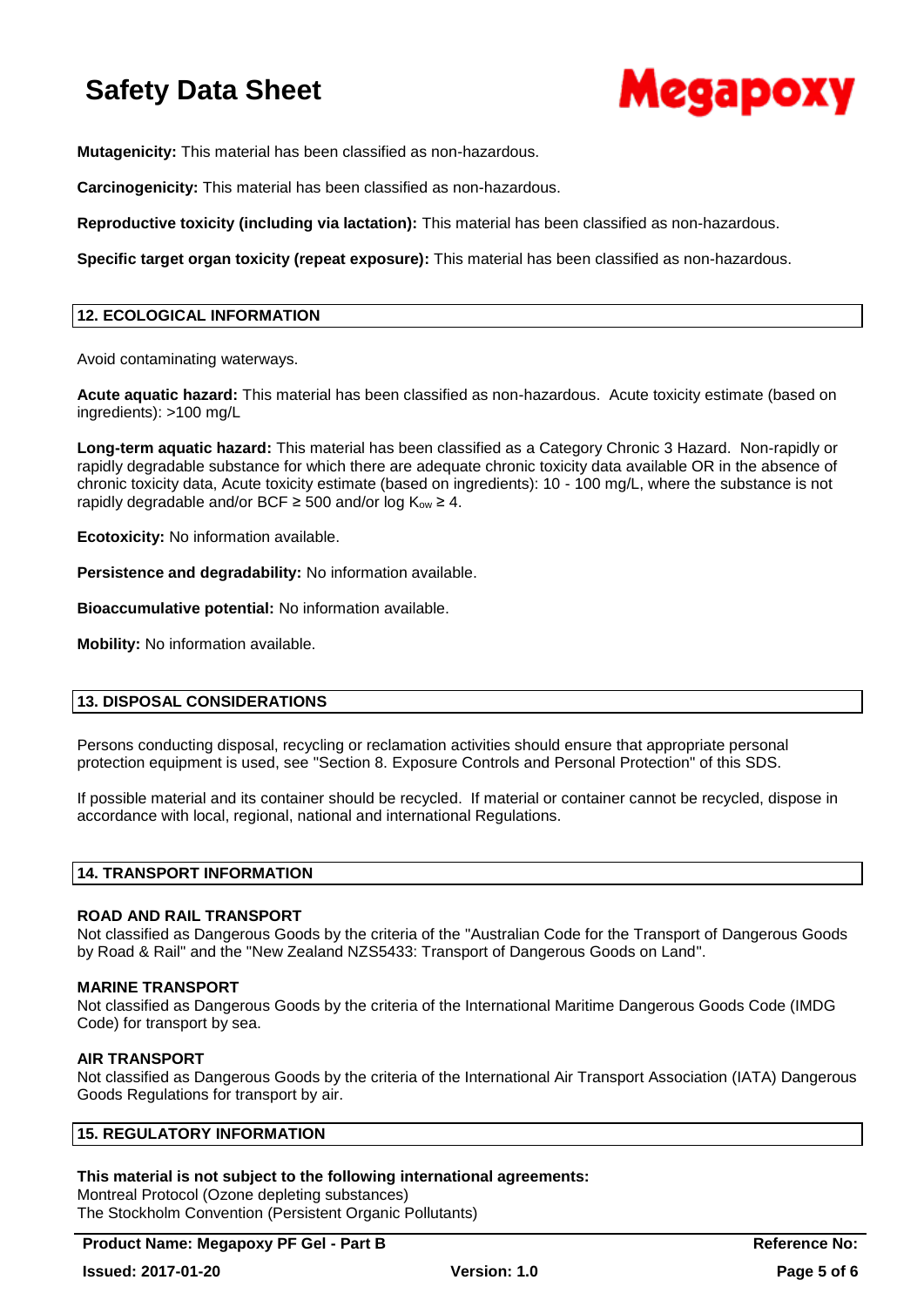**Mutagenicity:** This material has been classified as non-hazardous.

**Carcinogenicity:** This material has been classified as non-hazardous.

**Reproductive toxicity (including via lactation):** This material has been classified as non-hazardous.

**Specific target organ toxicity (repeat exposure):** This material has been classified as non-hazardous.

## 12. ECOLOGICAL INFORMATION

Avoid contaminating waterways.

**Acute aquatic hazard:** This material has been classified as non-hazardous. Acute toxicity estimate (based on ingredients): >100 mg/L

**Long-term aquatic hazard:** This material has been classified as a Category Chronic 3 Hazard. Non-rapidly or rapidly degradable substance for which there are adequate chronic toxicity data available OR in the absence of chronic toxicity data, Acute toxicity estimate (based on ingredients): 10 - 100 mg/L, where the substance is not rapidly degradable and/or BCF ≥ 500 and/or log $K_{ow}$ ≥ 4.

**Ecotoxicity:** No information available.

**Persistence and degradability:** No information available.

**Bioaccumulative potential:** No information available.

**Mobility:** No information available.

## 13. DISPOSAL CONSIDERATIONS

Persons conducting disposal, recycling or reclamation activities should ensure that appropriate personal protection equipment is used, see "Section 8. Exposure Controls and Personal Protection" of this SDS.

If possible material and its container should be recycled. If material or container cannot be recycled, dispose in accordance with local, regional, national and international Regulations.

## 14. TRANSPORT INFORMATION

**ROAD AND RAIL TRANSPORT**
Not classified as Dangerous Goods by the criteria of the "Australian Code for the Transport of Dangerous Goods by Road & Rail" and the "New Zealand NZS5433: Transport of Dangerous Goods on Land".

**MARINE TRANSPORT**
Not classified as Dangerous Goods by the criteria of the International Maritime Dangerous Goods Code (IMDG Code) for transport by sea.

**AIR TRANSPORT**
Not classified as Dangerous Goods by the criteria of the International Air Transport Association (IATA) Dangerous Goods Regulations for transport by air.

## 15. REGULATORY INFORMATION

**This material is not subject to the following international agreements:**
Montreal Protocol (Ozone depleting substances)
The Stockholm Convention (Persistent Organic Pollutants)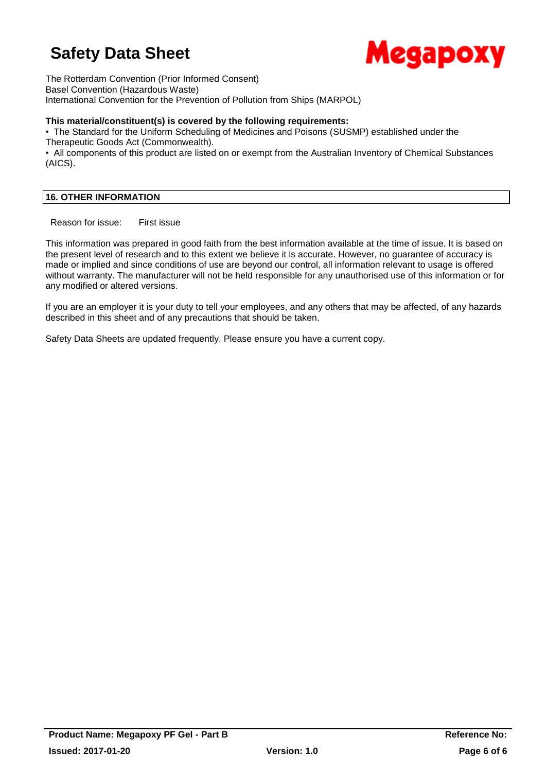The Rotterdam Convention (Prior Informed Consent)
Basel Convention (Hazardous Waste)
International Convention for the Prevention of Pollution from Ships (MARPOL)

**This material/constituent(s) is covered by the following requirements:**

• The Standard for the Uniform Scheduling of Medicines and Poisons (SUSMP) established under the Therapeutic Goods Act (Commonwealth).
• All components of this product are listed on or exempt from the Australian Inventory of Chemical Substances (AICS).

## 16. OTHER INFORMATION

Reason for issue: First issue

This information was prepared in good faith from the best information available at the time of issue. It is based on the present level of research and to this extent we believe it is accurate. However, no guarantee of accuracy is made or implied and since conditions of use are beyond our control, all information relevant to usage is offered without warranty. The manufacturer will not be held responsible for any unauthorised use of this information or for any modified or altered versions.

If you are an employer it is your duty to tell your employees, and any others that may be affected, of any hazards described in this sheet and of any precautions that should be taken.

Safety Data Sheets are updated frequently. Please ensure you have a current copy.